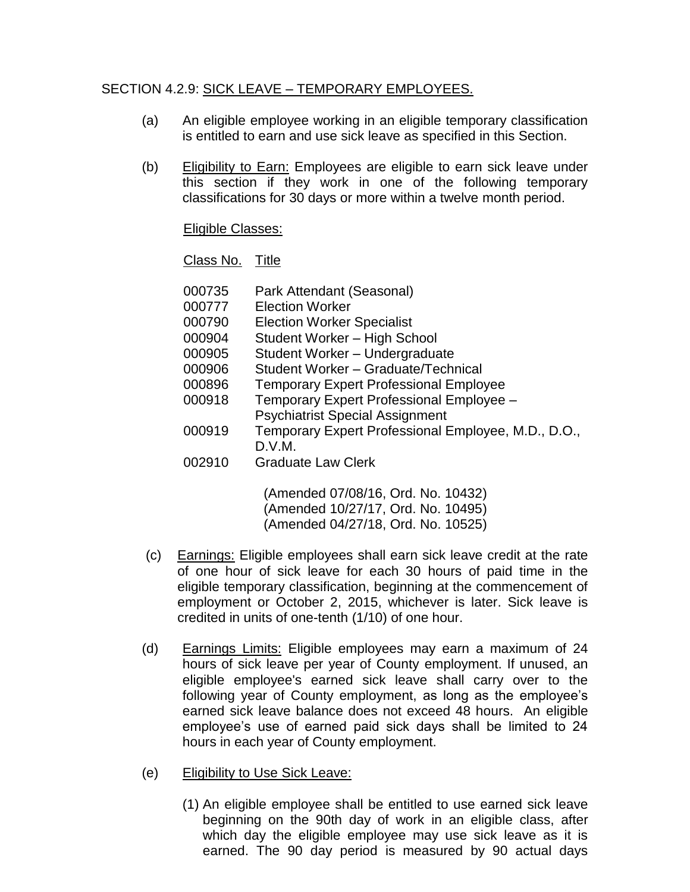SECTION 4.2.9: SICK LEAVE – TEMPORARY EMPLOYEES.

(a) An eligible employee working in an eligible temporary classification is entitled to earn and use sick leave as specified in this Section.

(b) Eligibility to Earn: Employees are eligible to earn sick leave under this section if they work in one of the following temporary classifications for 30 days or more within a twelve month period.

Eligible Classes:

| Class No. | Title |
|---|---|
| 000735 | Park Attendant (Seasonal) |
| 000777 | Election Worker |
| 000790 | Election Worker Specialist |
| 000904 | Student Worker – High School |
| 000905 | Student Worker – Undergraduate |
| 000906 | Student Worker – Graduate/Technical |
| 000896 | Temporary Expert Professional Employee |
| 000918 | Temporary Expert Professional Employee – Psychiatrist Special Assignment |
| 000919 | Temporary Expert Professional Employee, M.D., D.O., D.V.M. |
| 002910 | Graduate Law Clerk |

(Amended 07/08/16, Ord. No. 10432)
(Amended 10/27/17, Ord. No. 10495)
(Amended 04/27/18, Ord. No. 10525)

(c) Earnings: Eligible employees shall earn sick leave credit at the rate of one hour of sick leave for each 30 hours of paid time in the eligible temporary classification, beginning at the commencement of employment or October 2, 2015, whichever is later. Sick leave is credited in units of one-tenth (1/10) of one hour.

(d) Earnings Limits: Eligible employees may earn a maximum of 24 hours of sick leave per year of County employment. If unused, an eligible employee's earned sick leave shall carry over to the following year of County employment, as long as the employee's earned sick leave balance does not exceed 48 hours. An eligible employee's use of earned paid sick days shall be limited to 24 hours in each year of County employment.

(e) Eligibility to Use Sick Leave:

(1) An eligible employee shall be entitled to use earned sick leave beginning on the 90th day of work in an eligible class, after which day the eligible employee may use sick leave as it is earned. The 90 day period is measured by 90 actual days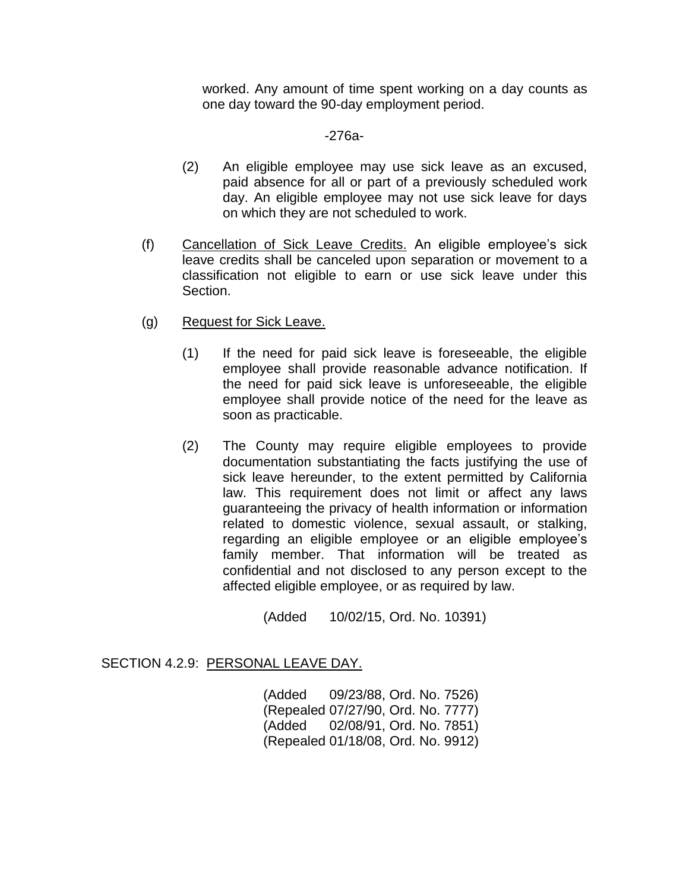worked. Any amount of time spent working on a day counts as one day toward the 90-day employment period.

(2) An eligible employee may use sick leave as an excused, paid absence for all or part of a previously scheduled work day. An eligible employee may not use sick leave for days on which they are not scheduled to work.

(f) Cancellation of Sick Leave Credits. An eligible employee's sick leave credits shall be canceled upon separation or movement to a classification not eligible to earn or use sick leave under this Section.

(g) Request for Sick Leave.

(1) If the need for paid sick leave is foreseeable, the eligible employee shall provide reasonable advance notification. If the need for paid sick leave is unforeseeable, the eligible employee shall provide notice of the need for the leave as soon as practicable.

(2) The County may require eligible employees to provide documentation substantiating the facts justifying the use of sick leave hereunder, to the extent permitted by California law. This requirement does not limit or affect any laws guaranteeing the privacy of health information or information related to domestic violence, sexual assault, or stalking, regarding an eligible employee or an eligible employee's family member. That information will be treated as confidential and not disclosed to any person except to the affected eligible employee, or as required by law.

(Added 10/02/15, Ord. No. 10391)

SECTION 4.2.9: PERSONAL LEAVE DAY.

(Added 09/23/88, Ord. No. 7526)
(Repealed 07/27/90, Ord. No. 7777)
(Added 02/08/91, Ord. No. 7851)
(Repealed 01/18/08, Ord. No. 9912)